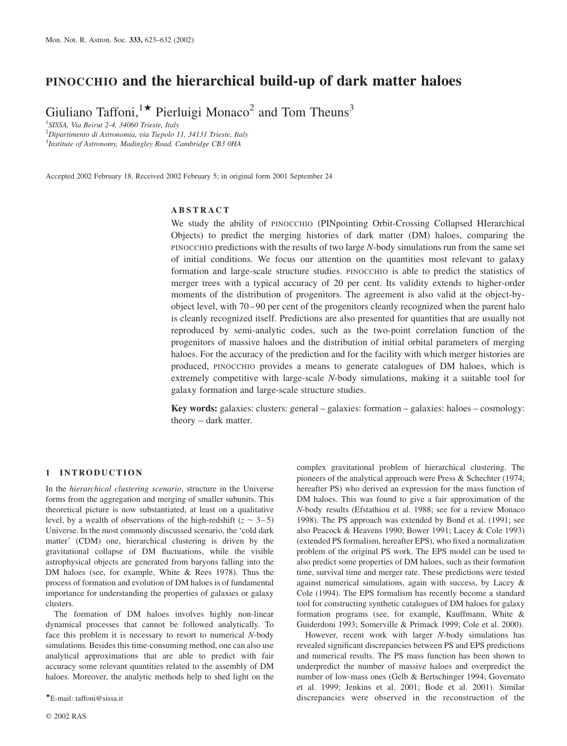# PINOCCHIO and the hierarchical build-up of dark matter haloes

Giuliano Taffoni,[1]* Pierluigi Monaco[2] and Tom Theuns[3]

[1]SISSA, Via Beirut 2-4, 34060 Trieste, Italy
[2]Dipartimento di Astronomia, via Tiepolo 11, 34131 Trieste, Italy
[3]Institute of Astronomy, Madingley Road, Cambridge CB3 0HA

Accepted 2002 February 18. Received 2002 February 5; in original form 2001 September 24

## ABSTRACT

We study the ability of PINOCCHIO (PINpointing Orbit-Crossing Collapsed HIerarchical Objects) to predict the merging histories of dark matter (DM) haloes, comparing the PINOCCHIO predictions with the results of two large *N*-body simulations run from the same set of initial conditions. We focus our attention on the quantities most relevant to galaxy formation and large-scale structure studies. PINOCCHIO is able to predict the statistics of merger trees with a typical accuracy of 20 per cent. Its validity extends to higher-order moments of the distribution of progenitors. The agreement is also valid at the object-by-object level, with 70–90 per cent of the progenitors cleanly recognized when the parent halo is cleanly recognized itself. Predictions are also presented for quantities that are usually not reproduced by semi-analytic codes, such as the two-point correlation function of the progenitors of massive haloes and the distribution of initial orbital parameters of merging haloes. For the accuracy of the prediction and for the facility with which merger histories are produced, PINOCCHIO provides a means to generate catalogues of DM haloes, which is extremely competitive with large-scale *N*-body simulations, making it a suitable tool for galaxy formation and large-scale structure studies.

**Key words:** galaxies: clusters: general – galaxies: formation – galaxies: haloes – cosmology: theory – dark matter.

## 1 INTRODUCTION

In the *hierarchical clustering scenario*, structure in the Universe forms from the aggregation and merging of smaller subunits. This theoretical picture is now substantiated, at least on a qualitative level, by a wealth of observations of the high-redshift ($z \sim 3$–$5$) Universe. In the most commonly discussed scenario, the 'cold dark matter' (CDM) one, hierarchical clustering is driven by the gravitational collapse of DM fluctuations, while the visible astrophysical objects are generated from baryons falling into the DM haloes (see, for example, White & Rees 1978). Thus the process of formation and evolution of DM haloes is of fundamental importance for understanding the properties of galaxies or galaxy clusters.

The formation of DM haloes involves highly non-linear dynamical processes that cannot be followed analytically. To face this problem it is necessary to resort to numerical *N*-body simulations. Besides this time-consuming method, one can also use analytical approximations that are able to predict with fair accuracy some relevant quantities related to the assembly of DM haloes. Moreover, the analytic methods help to shed light on the complex gravitational problem of hierarchical clustering. The pioneers of the analytical approach were Press & Schechter (1974; hereafter PS) who derived an expression for the mass function of DM haloes. This was found to give a fair approximation of the *N*-body results (Efstathiou et al. 1988; see for a review Monaco 1998). The PS approach was extended by Bond et al. (1991; see also Peacock & Heavens 1990; Bower 1991; Lacey & Cole 1993) (extended PS formalism, hereafter EPS), who fixed a normalization problem of the original PS work. The EPS model can be used to also predict some properties of DM haloes, such as their formation time, survival time and merger rate. These predictions were tested against numerical simulations, again with success, by Lacey & Cole (1994). The EPS formalism has recently become a standard tool for constructing synthetic catalogues of DM haloes for galaxy formation programs (see, for example, Kauffmann, White & Guiderdoni 1993; Somerville & Primack 1999; Cole et al. 2000).

However, recent work with larger *N*-body simulations has revealed significant discrepancies between PS and EPS predictions and numerical results. The PS mass function has been shown to underpredict the number of massive haloes and overpredict the number of low-mass ones (Gelb & Bertschinger 1994; Governato et al. 1999; Jenkins et al. 2001; Bode et al. 2001). Similar discrepancies were observed in the reconstruction of the

*E-mail: taffoni@sissa.it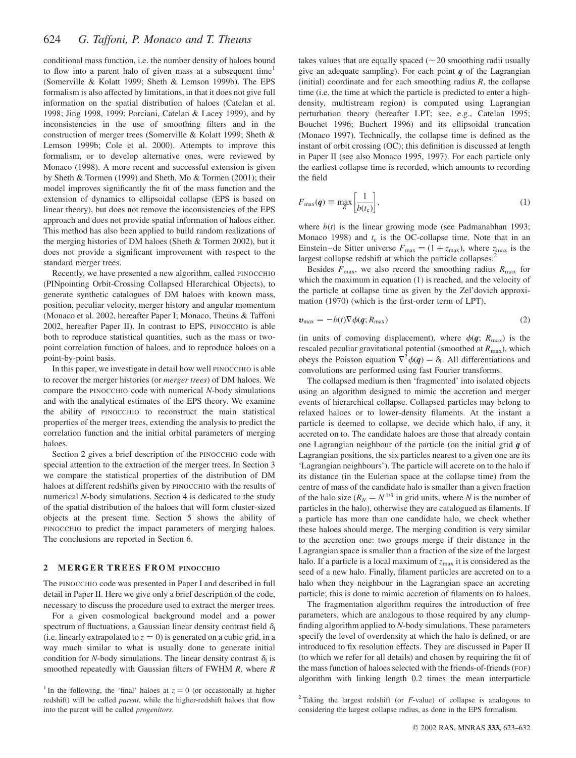conditional mass function, i.e. the number density of haloes bound to flow into a parent halo of given mass at a subsequent time[1] (Somerville & Kolatt 1999; Sheth & Lemson 1999b). The EPS formalism is also affected by limitations, in that it does not give full information on the spatial distribution of haloes (Catelan et al. 1998; Jing 1998, 1999; Porciani, Catelan & Lacey 1999), and by inconsistencies in the use of smoothing filters and in the construction of merger trees (Somerville & Kolatt 1999; Sheth & Lemson 1999b; Cole et al. 2000). Attempts to improve this formalism, or to develop alternative ones, were reviewed by Monaco (1998). A more recent and successful extension is given by Sheth & Tormen (1999) and Sheth, Mo & Tormen (2001); their model improves significantly the fit of the mass function and the extension of dynamics to ellipsoidal collapse (EPS is based on linear theory), but does not remove the inconsistencies of the EPS approach and does not provide spatial information of haloes either. This method has also been applied to build random realizations of the merging histories of DM haloes (Sheth & Tormen 2002), but it does not provide a significant improvement with respect to the standard merger trees.

Recently, we have presented a new algorithm, called PINOCCHIO (PINpointing Orbit-Crossing Collapsed HIerarchical Objects), to generate synthetic catalogues of DM haloes with known mass, position, peculiar velocity, merger history and angular momentum (Monaco et al. 2002, hereafter Paper I; Monaco, Theuns & Taffoni 2002, hereafter Paper II). In contrast to EPS, PINOCCHIO is able both to reproduce statistical quantities, such as the mass or two-point correlation function of haloes, and to reproduce haloes on a point-by-point basis.

In this paper, we investigate in detail how well PINOCCHIO is able to recover the merger histories (or *merger trees*) of DM haloes. We compare the PINOCCHIO code with numerical *N*-body simulations and with the analytical estimates of the EPS theory. We examine the ability of PINOCCHIO to reconstruct the main statistical properties of the merger trees, extending the analysis to predict the correlation function and the initial orbital parameters of merging haloes.

Section 2 gives a brief description of the PINOCCHIO code with special attention to the extraction of the merger trees. In Section 3 we compare the statistical properties of the distribution of DM haloes at different redshifts given by PINOCCHIO with the results of numerical *N*-body simulations. Section 4 is dedicated to the study of the spatial distribution of the haloes that will form cluster-sized objects at the present time. Section 5 shows the ability of PINOCCHIO to predict the impact parameters of merging haloes. The conclusions are reported in Section 6.

## 2 MERGER TREES FROM PINOCCHIO

The PINOCCHIO code was presented in Paper I and described in full detail in Paper II. Here we give only a brief description of the code, necessary to discuss the procedure used to extract the merger trees.

For a given cosmological background model and a power spectrum of fluctuations, a Gaussian linear density contrast field $\delta_l$ (i.e. linearly extrapolated to $z = 0$) is generated on a cubic grid, in a way much similar to what is usually done to generate initial condition for *N*-body simulations. The linear density contrast $\delta_l$ is smoothed repeatedly with Gaussian filters of FWHM $R$, where $R$ takes values that are equally spaced ($\sim 20$ smoothing radii usually give an adequate sampling). For each point $\boldsymbol{q}$ of the Lagrangian (initial) coordinate and for each smoothing radius $R$, the collapse time (i.e. the time at which the particle is predicted to enter a high-density, multistream region) is computed using Lagrangian perturbation theory (hereafter LPT; see, e.g., Catelan 1995; Bouchet 1996; Buchert 1996) and its ellipsoidal truncation (Monaco 1997). Technically, the collapse time is defined as the instant of orbit crossing (OC); this definition is discussed at length in Paper II (see also Monaco 1995, 1997). For each particle only the earliest collapse time is recorded, which amounts to recording the field

$$F_{\max}(\boldsymbol{q}) \equiv \max_{R}\left[\frac{1}{b(t_c)}\right], \tag{1}$$

where $b(t)$ is the linear growing mode (see Padmanabhan 1993; Monaco 1998) and $t_c$ is the OC-collapse time. Note that in an Einstein–de Sitter universe $F_{\max} = (1 + z_{\max})$, where $z_{\max}$ is the largest collapse redshift at which the particle collapses.[2]

Besides $F_{\max}$, we also record the smoothing radius $R_{\max}$ for which the maximum in equation (1) is reached, and the velocity of the particle at collapse time as given by the Zel'dovich approximation (1970) (which is the first-order term of LPT),

$$\boldsymbol{v}_{\max} = -b(t)\nabla\phi(\boldsymbol{q}; R_{\max}) \tag{2}$$

(in units of comoving displacement), where $\phi(\boldsymbol{q}; R_{\max})$ is the rescaled peculiar gravitational potential (smoothed at $R_{\max}$), which obeys the Poisson equation $\nabla^2\phi(\boldsymbol{q}) = \delta_l$. All differentiations and convolutions are performed using fast Fourier transforms.

The collapsed medium is then 'fragmented' into isolated objects using an algorithm designed to mimic the accretion and merger events of hierarchical collapse. Collapsed particles may belong to relaxed haloes or to lower-density filaments. At the instant a particle is deemed to collapse, we decide which halo, if any, it accreted on to. The candidate haloes are those that already contain one Lagrangian neighbour of the particle (on the initial grid $\boldsymbol{q}$ of Lagrangian positions, the six particles nearest to a given one are its 'Lagrangian neighbours'). The particle will accrete on to the halo if its distance (in the Eulerian space at the collapse time) from the centre of mass of the candidate halo is smaller than a given fraction of the halo size ($R_N = N^{1/3}$ in grid units, where $N$ is the number of particles in the halo), otherwise they are catalogued as filaments. If a particle has more than one candidate halo, we check whether these haloes should merge. The merging condition is very similar to the accretion one: two groups merge if their distance in the Lagrangian space is smaller than a fraction of the size of the largest halo. If a particle is a local maximum of $z_{\max}$ it is considered as the seed of a new halo. Finally, filament particles are accreted on to a halo when they neighbour in the Lagrangian space an accreting particle; this is done to mimic accretion of filaments on to haloes.

The fragmentation algorithm requires the introduction of free parameters, which are analogous to those required by any clump-finding algorithm applied to *N*-body simulations. These parameters specify the level of overdensity at which the halo is defined, or are introduced to fix resolution effects. They are discussed in Paper II (to which we refer for all details) and chosen by requiring the fit of the mass function of haloes selected with the friends-of-friends (FOF) algorithm with linking length 0.2 times the mean interparticle

[1] In the following, the 'final' haloes at $z = 0$ (or occasionally at higher redshift) will be called *parent*, while the higher-redshift haloes that flow into the parent will be called *progenitors*.

[2] Taking the largest redshift (or $F$-value) of collapse is analogous to considering the largest collapse radius, as done in the EPS formalism.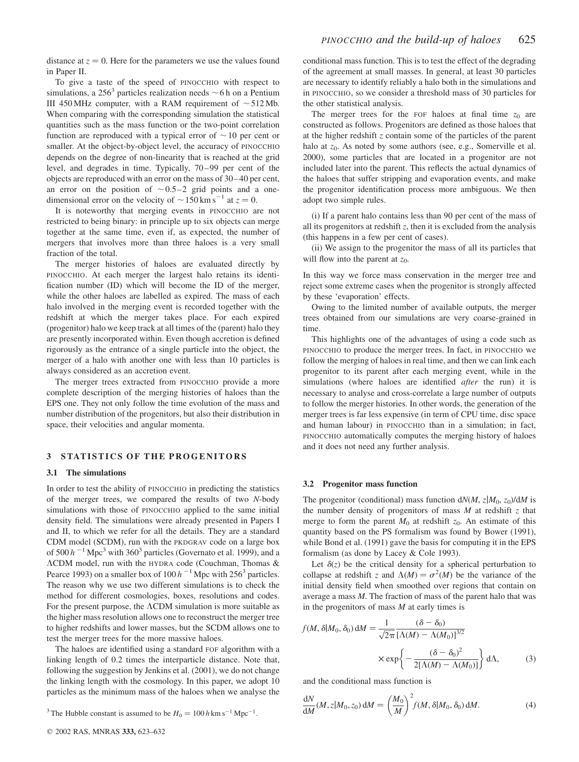distance at $z = 0$. Here for the parameters we use the values found in Paper II.

To give a taste of the speed of PINOCCHIO with respect to simulations, a $256^3$ particles realization needs $\sim 6$ h on a Pentium III 450 MHz computer, with a RAM requirement of $\sim 512$ Mb. When comparing with the corresponding simulation the statistical quantities such as the mass function or the two-point correlation function are reproduced with a typical error of $\sim 10$ per cent or smaller. At the object-by-object level, the accuracy of PINOCCHIO depends on the degree of non-linearity that is reached at the grid level, and degrades in time. Typically, 70–99 per cent of the objects are reproduced with an error on the mass of 30–40 per cent, an error on the position of $\sim 0.5$–2 grid points and a one-dimensional error on the velocity of $\sim 150\,\mathrm{km\,s^{-1}}$ at $z = 0$.

It is noteworthy that merging events in PINOCCHIO are not restricted to being binary: in principle up to six objects can merge together at the same time, even if, as expected, the number of mergers that involves more than three haloes is a very small fraction of the total.

The merger histories of haloes are evaluated directly by PINOCCHIO. At each merger the largest halo retains its identification number (ID) which will become the ID of the merger, while the other haloes are labelled as expired. The mass of each halo involved in the merging event is recorded together with the redshift at which the merger takes place. For each expired (progenitor) halo we keep track at all times of the (parent) halo they are presently incorporated within. Even though accretion is defined rigorously as the entrance of a single particle into the object, the merger of a halo with another one with less than 10 particles is always considered as an accretion event.

The merger trees extracted from PINOCCHIO provide a more complete description of the merging histories of haloes than the EPS one. They not only follow the time evolution of the mass and number distribution of the progenitors, but also their distribution in space, their velocities and angular momenta.

## 3 STATISTICS OF THE PROGENITORS

### 3.1 The simulations

In order to test the ability of PINOCCHIO in predicting the statistics of the merger trees, we compared the results of two *N*-body simulations with those of PINOCCHIO applied to the same initial density field. The simulations were already presented in Papers I and II, to which we refer for all the details. They are a standard CDM model (SCDM), run with the PKDGRAV code on a large box of $500\,h^{-1}\,\mathrm{Mpc}^3$ with $360^3$ particles (Governato et al. 1999), and a ΛCDM model, run with the HYDRA code (Couchman, Thomas & Pearce 1993) on a smaller box of $100\,h^{-1}$ Mpc with $256^3$ particles. The reason why we use two different simulations is to check the method for different cosmologies, boxes, resolutions and codes. For the present purpose, the ΛCDM simulation is more suitable as the higher mass resolution allows one to reconstruct the merger tree to higher redshifts and lower masses, but the SCDM allows one to test the merger trees for the more massive haloes.

The haloes are identified using a standard FOF algorithm with a linking length of 0.2 times the interparticle distance. Note that, following the suggestion by Jenkins et al. (2001), we do not change the linking length with the cosmology. In this paper, we adopt 10 particles as the minimum mass of the haloes when we analyse the conditional mass function. This is to test the effect of the degrading of the agreement at small masses. In general, at least 30 particles are necessary to identify reliably a halo both in the simulations and in PINOCCHIO, so we consider a threshold mass of 30 particles for the other statistical analysis.

The merger trees for the FOF haloes at final time $z_0$ are constructed as follows. Progenitors are defined as those haloes that at the higher redshift $z$ contain some of the particles of the parent halo at $z_0$. As noted by some authors (see, e.g., Somerville et al. 2000), some particles that are located in a progenitor are not included later into the parent. This reflects the actual dynamics of the haloes that suffer stripping and evaporation events, and make the progenitor identification process more ambiguous. We then adopt two simple rules.

(i) If a parent halo contains less than 90 per cent of the mass of all its progenitors at redshift $z$, then it is excluded from the analysis (this happens in a few per cent of cases).

(ii) We assign to the progenitor the mass of all its particles that will flow into the parent at $z_0$.

In this way we force mass conservation in the merger tree and reject some extreme cases when the progenitor is strongly affected by these 'evaporation' effects.

Owing to the limited number of available outputs, the merger trees obtained from our simulations are very coarse-grained in time.

This highlights one of the advantages of using a code such as PINOCCHIO to produce the merger trees. In fact, in PINOCCHIO we follow the merging of haloes in real time, and then we can link each progenitor to its parent after each merging event, while in the simulations (where haloes are identified *after* the run) it is necessary to analyse and cross-correlate a large number of outputs to follow the merger histories. In other words, the generation of the merger trees is far less expensive (in term of CPU time, disc space and human labour) in PINOCCHIO than in a simulation; in fact, PINOCCHIO automatically computes the merging history of haloes and it does not need any further analysis.

### 3.2 Progenitor mass function

The progenitor (conditional) mass function $\mathrm{d}N(M, z|M_0, z_0)/\mathrm{d}M$ is the number density of progenitors of mass $M$ at redshift $z$ that merge to form the parent $M_0$ at redshift $z_0$. An estimate of this quantity based on the PS formalism was found by Bower (1991), while Bond et al. (1991) gave the basis for computing it in the EPS formalism (as done by Lacey & Cole 1993).

Let $\delta(z)$ be the critical density for a spherical perturbation to collapse at redshift $z$ and $\Lambda(M) = \sigma^2(M)$ be the variance of the initial density field when smoothed over regions that contain on average a mass $M$. The fraction of mass of the parent halo that was in the progenitors of mass $M$ at early times is

$$f(M, \delta|M_0, \delta_0)\,\mathrm{d}M = \frac{1}{\sqrt{2\pi}} \frac{(\delta - \delta_0)}{[\Lambda(M) - \Lambda(M_0)]^{3/2}} \times \exp\left\{ -\frac{(\delta - \delta_0)^2}{2[\Lambda(M) - \Lambda(M_0)]} \right\} \mathrm{d}\Lambda, \tag{3}$$

and the conditional mass function is

$$\frac{\mathrm{d}N}{\mathrm{d}M}(M, z|M_0, z_0)\,\mathrm{d}M = \left(\frac{M_0}{M}\right)^2 f(M, \delta|M_0, \delta_0)\,\mathrm{d}M. \tag{4}$$

[3] The Hubble constant is assumed to be $H_0 = 100\,h\,\mathrm{km\,s^{-1}\,Mpc^{-1}}$.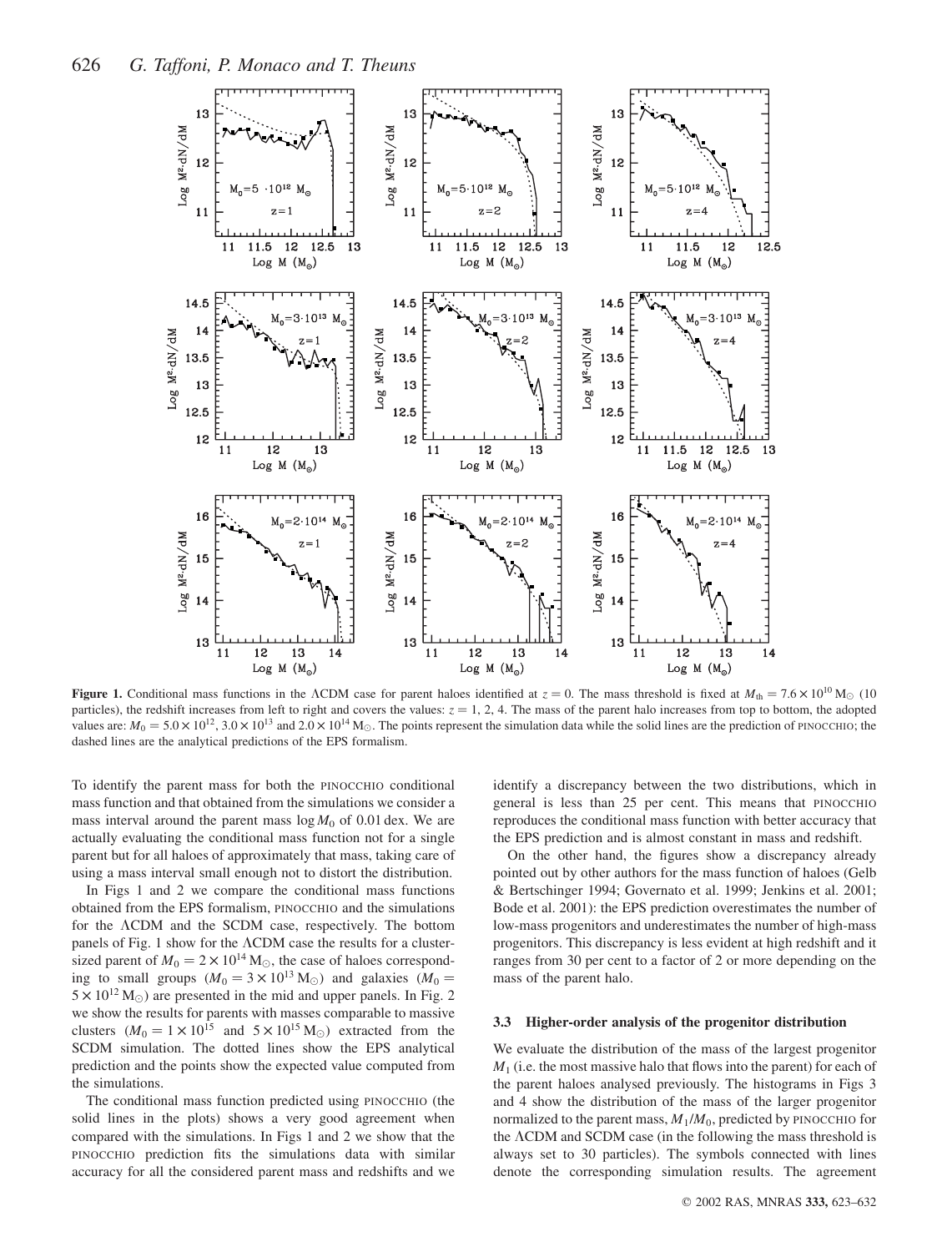**Figure 1.** Conditional mass functions in the ΛCDM case for parent haloes identified at $z = 0$. The mass threshold is fixed at $M_{\rm th} = 7.6 \times 10^{10}\,{\rm M_\odot}$ (10 particles), the redshift increases from left to right and covers the values: $z = 1$, 2, 4. The mass of the parent halo increases from top to bottom, the adopted values are: $M_0 = 5.0 \times 10^{12}$, $3.0 \times 10^{13}$ and $2.0 \times 10^{14}\,{\rm M_\odot}$. The points represent the simulation data while the solid lines are the prediction of PINOCCHIO; the dashed lines are the analytical predictions of the EPS formalism.

To identify the parent mass for both the PINOCCHIO conditional mass function and that obtained from the simulations we consider a mass interval around the parent mass $\log M_0$ of 0.01 dex. We are actually evaluating the conditional mass function not for a single parent but for all haloes of approximately that mass, taking care of using a mass interval small enough not to distort the distribution.

In Figs 1 and 2 we compare the conditional mass functions obtained from the EPS formalism, PINOCCHIO and the simulations for the ΛCDM and the SCDM case, respectively. The bottom panels of Fig. 1 show for the ΛCDM case the results for a cluster-sized parent of $M_0 = 2 \times 10^{14}\,{\rm M_\odot}$, the case of haloes corresponding to small groups ($M_0 = 3 \times 10^{13}\,{\rm M_\odot}$) and galaxies ($M_0 = 5 \times 10^{12}\,{\rm M_\odot}$) are presented in the mid and upper panels. In Fig. 2 we show the results for parents with masses comparable to massive clusters ($M_0 = 1 \times 10^{15}$ and $5 \times 10^{15}\,{\rm M_\odot}$) extracted from the SCDM simulation. The dotted lines show the EPS analytical prediction and the points show the expected value computed from the simulations.

The conditional mass function predicted using PINOCCHIO (the solid lines in the plots) shows a very good agreement when compared with the simulations. In Figs 1 and 2 we show that the PINOCCHIO prediction fits the simulations data with similar accuracy for all the considered parent mass and redshifts and we identify a discrepancy between the two distributions, which in general is less than 25 per cent. This means that PINOCCHIO reproduces the conditional mass function with better accuracy that the EPS prediction and is almost constant in mass and redshift.

On the other hand, the figures show a discrepancy already pointed out by other authors for the mass function of haloes (Gelb & Bertschinger 1994; Governato et al. 1999; Jenkins et al. 2001; Bode et al. 2001): the EPS prediction overestimates the number of low-mass progenitors and underestimates the number of high-mass progenitors. This discrepancy is less evident at high redshift and it ranges from 30 per cent to a factor of 2 or more depending on the mass of the parent halo.

### 3.3 Higher-order analysis of the progenitor distribution

We evaluate the distribution of the mass of the largest progenitor $M_1$ (i.e. the most massive halo that flows into the parent) for each of the parent haloes analysed previously. The histograms in Figs 3 and 4 show the distribution of the mass of the larger progenitor normalized to the parent mass, $M_1/M_0$, predicted by PINOCCHIO for the ΛCDM and SCDM case (in the following the mass threshold is always set to 30 particles). The symbols connected with lines denote the corresponding simulation results. The agreement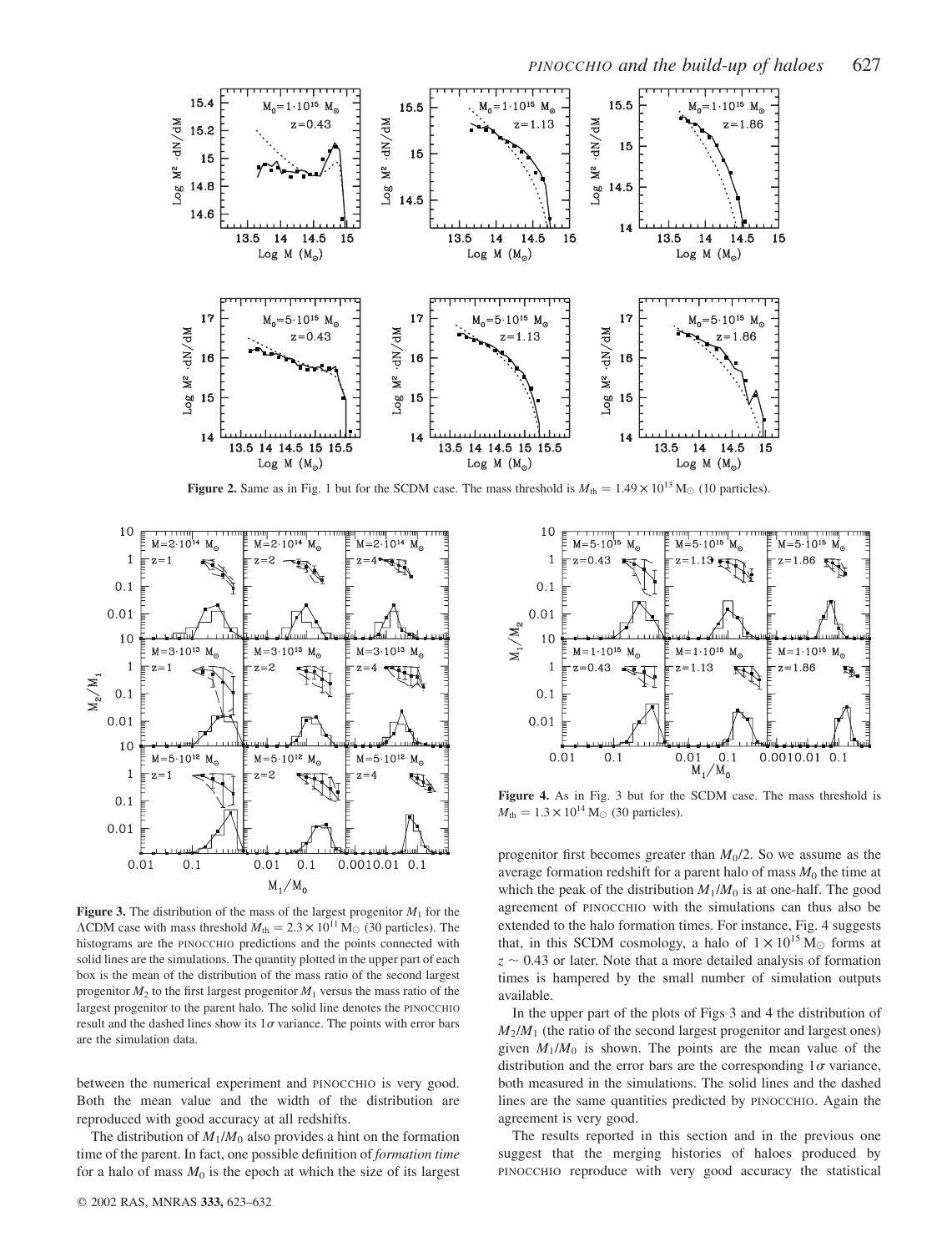**Figure 2.** Same as in Fig. 1 but for the SCDM case. The mass threshold is $M_{\rm th} = 1.49 \times 10^{13}\,{\rm M}_\odot$ (10 particles).

**Figure 3.** The distribution of the mass of the largest progenitor $M_1$ for the ΛCDM case with mass threshold $M_{\rm th} = 2.3 \times 10^{11}\,{\rm M}_\odot$ (30 particles). The histograms are the PINOCCHIO predictions and the points connected with solid lines are the simulations. The quantity plotted in the upper part of each box is the mean of the distribution of the mass ratio of the second largest progenitor $M_2$ to the first largest progenitor $M_1$ versus the mass ratio of the largest progenitor to the parent halo. The solid line denotes the PINOCCHIO result and the dashed lines show its $1\sigma$ variance. The points with error bars are the simulation data.

**Figure 4.** As in Fig. 3 but for the SCDM case. The mass threshold is $M_{\rm th} = 1.3 \times 10^{14}\,{\rm M}_\odot$ (30 particles).

between the numerical experiment and PINOCCHIO is very good. Both the mean value and the width of the distribution are reproduced with good accuracy at all redshifts.

The distribution of $M_1/M_0$ also provides a hint on the formation time of the parent. In fact, one possible definition of *formation time* for a halo of mass $M_0$ is the epoch at which the size of its largest progenitor first becomes greater than $M_0/2$. So we assume as the average formation redshift for a parent halo of mass $M_0$ the time at which the peak of the distribution $M_1/M_0$ is at one-half. The good agreement of PINOCCHIO with the simulations can thus also be extended to the halo formation times. For instance, Fig. 4 suggests that, in this SCDM cosmology, a halo of $1 \times 10^{15}\,{\rm M}_\odot$ forms at $z \sim 0.43$ or later. Note that a more detailed analysis of formation times is hampered by the small number of simulation outputs available.

In the upper part of the plots of Figs 3 and 4 the distribution of $M_2/M_1$ (the ratio of the second largest progenitor and largest ones) given $M_1/M_0$ is shown. The points are the mean value of the distribution and the error bars are the corresponding $1\sigma$ variance, both measured in the simulations. The solid lines and the dashed lines are the same quantities predicted by PINOCCHIO. Again the agreement is very good.

The results reported in this section and in the previous one suggest that the merging histories of haloes produced by PINOCCHIO reproduce with very good accuracy the statistical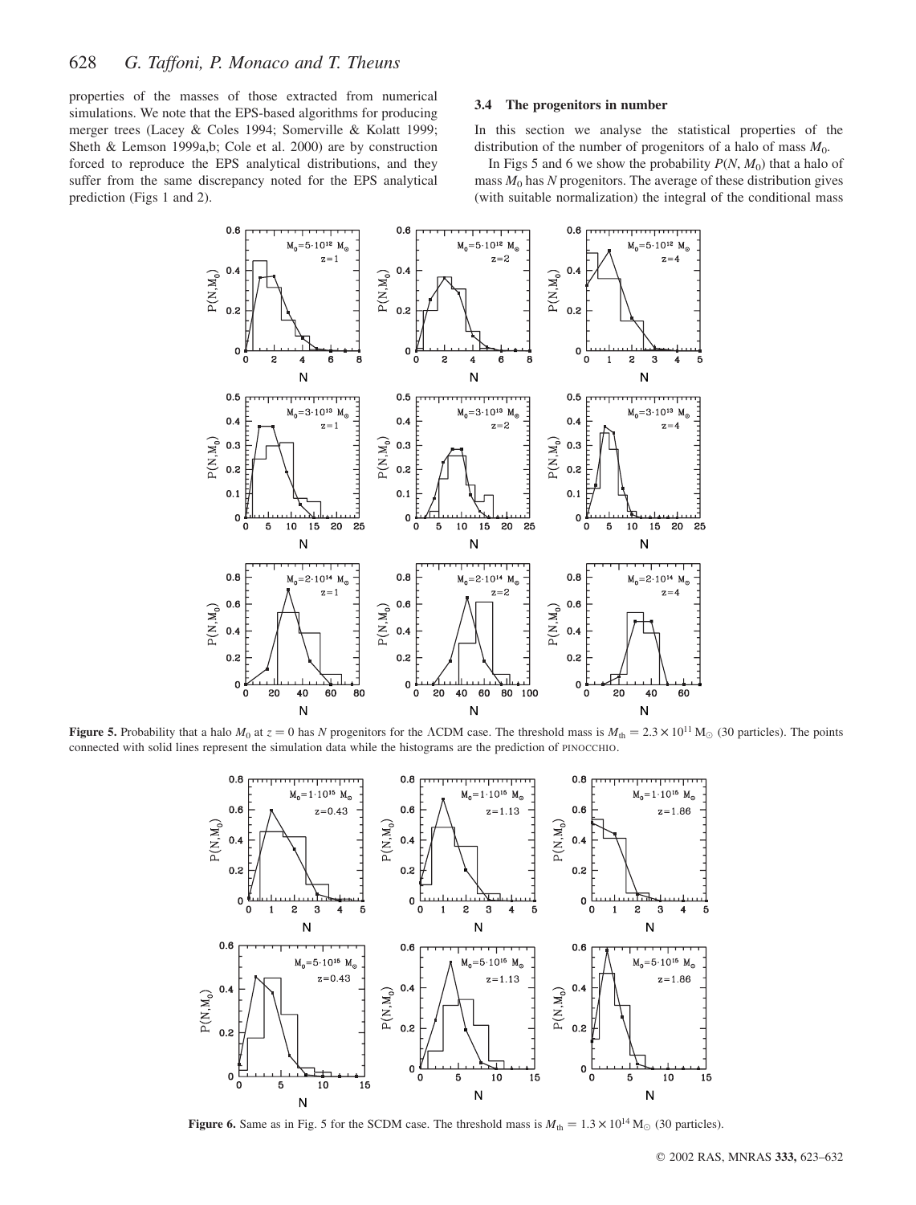properties of the masses of those extracted from numerical simulations. We note that the EPS-based algorithms for producing merger trees (Lacey & Coles 1994; Somerville & Kolatt 1999; Sheth & Lemson 1999a,b; Cole et al. 2000) are by construction forced to reproduce the EPS analytical distributions, and they suffer from the same discrepancy noted for the EPS analytical prediction (Figs 1 and 2).

### 3.4 The progenitors in number

In this section we analyse the statistical properties of the distribution of the number of progenitors of a halo of mass $M_0$.

In Figs 5 and 6 we show the probability $P(N, M_0)$ that a halo of mass $M_0$ has $N$ progenitors. The average of these distribution gives (with suitable normalization) the integral of the conditional mass

**Figure 5.** Probability that a halo $M_0$ at $z = 0$ has $N$ progenitors for the ΛCDM case. The threshold mass is $M_{\rm th} = 2.3 \times 10^{11}\,{\rm M}_\odot$ (30 particles). The points connected with solid lines represent the simulation data while the histograms are the prediction of PINOCCHIO.

**Figure 6.** Same as in Fig. 5 for the SCDM case. The threshold mass is $M_{\rm th} = 1.3 \times 10^{14}\,{\rm M}_\odot$ (30 particles).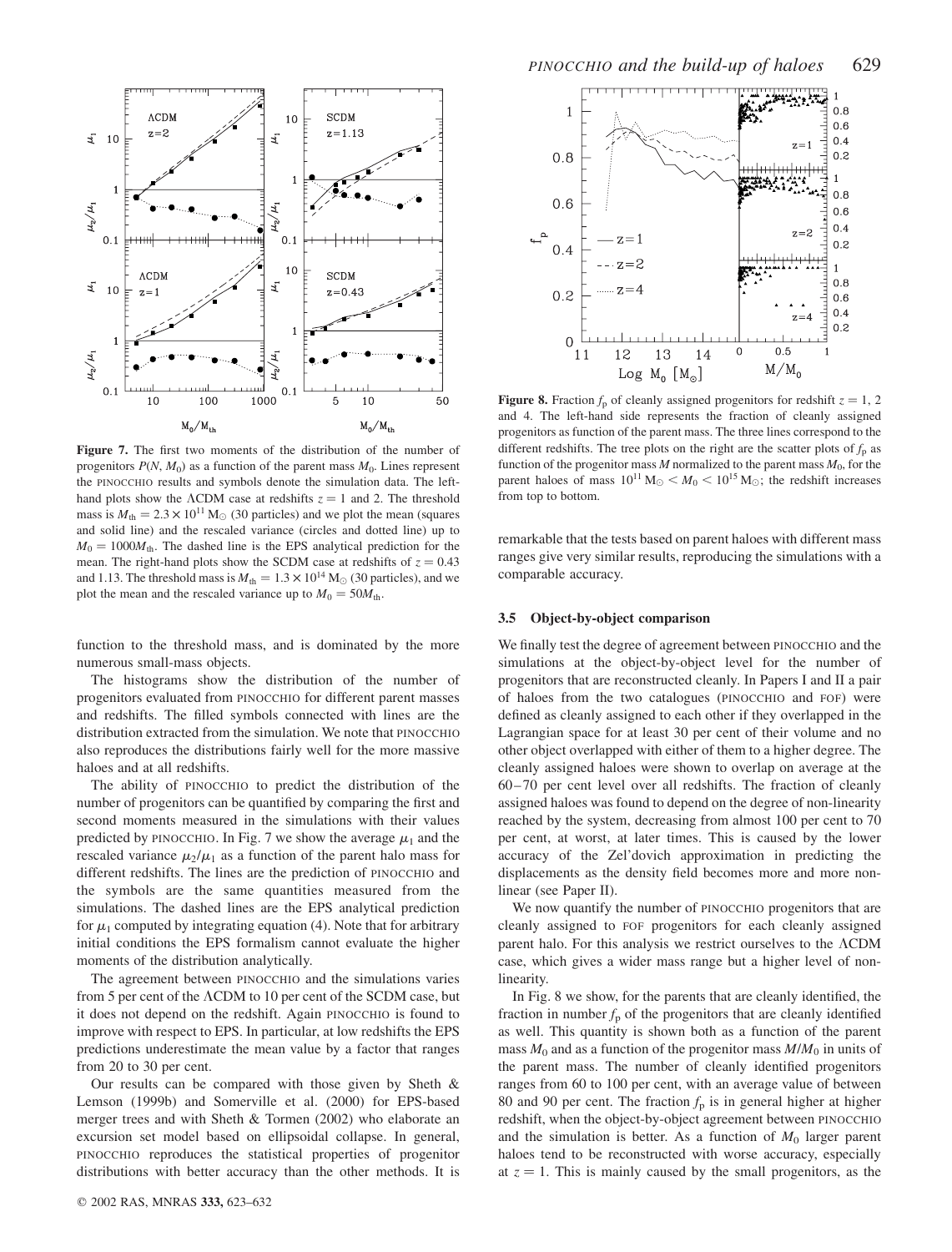**Figure 7.** The first two moments of the distribution of the number of progenitors $P(N, M_0)$ as a function of the parent mass $M_0$. Lines represent the PINOCCHIO results and symbols denote the simulation data. The left-hand plots show the ΛCDM case at redshifts $z = 1$ and 2. The threshold mass is $M_{\rm th} = 2.3 \times 10^{11}\,{\rm M}_\odot$ (30 particles) and we plot the mean (squares and solid line) and the rescaled variance (circles and dotted line) up to $M_0 = 1000 M_{\rm th}$. The dashed line is the EPS analytical prediction for the mean. The right-hand plots show the SCDM case at redshifts of $z = 0.43$ and 1.13. The threshold mass is $M_{\rm th} = 1.3 \times 10^{14}\,{\rm M}_\odot$ (30 particles), and we plot the mean and the rescaled variance up to $M_0 = 50 M_{\rm th}$.

function to the threshold mass, and is dominated by the more numerous small-mass objects.

The histograms show the distribution of the number of progenitors evaluated from PINOCCHIO for different parent masses and redshifts. The filled symbols connected with lines are the distribution extracted from the simulation. We note that PINOCCHIO also reproduces the distributions fairly well for the more massive haloes and at all redshifts.

The ability of PINOCCHIO to predict the distribution of the number of progenitors can be quantified by comparing the first and second moments measured in the simulations with their values predicted by PINOCCHIO. In Fig. 7 we show the average $\mu_1$ and the rescaled variance $\mu_2/\mu_1$ as a function of the parent halo mass for different redshifts. The lines are the prediction of PINOCCHIO and the symbols are the same quantities measured from the simulations. The dashed lines are the EPS analytical prediction for $\mu_1$ computed by integrating equation (4). Note that for arbitrary initial conditions the EPS formalism cannot evaluate the higher moments of the distribution analytically.

The agreement between PINOCCHIO and the simulations varies from 5 per cent of the ΛCDM to 10 per cent of the SCDM case, but it does not depend on the redshift. Again PINOCCHIO is found to improve with respect to EPS. In particular, at low redshifts the EPS predictions underestimate the mean value by a factor that ranges from 20 to 30 per cent.

Our results can be compared with those given by Sheth & Lemson (1999b) and Somerville et al. (2000) for EPS-based merger trees and with Sheth & Tormen (2002) who elaborate an excursion set model based on ellipsoidal collapse. In general, PINOCCHIO reproduces the statistical properties of progenitor distributions with better accuracy than the other methods. It is remarkable that the tests based on parent haloes with different mass ranges give very similar results, reproducing the simulations with a comparable accuracy.

**Figure 8.** Fraction $f_{\rm p}$ of cleanly assigned progenitors for redshift $z = 1$, 2 and 4. The left-hand side represents the fraction of cleanly assigned progenitors as function of the parent mass. The three lines correspond to the different redshifts. The tree plots on the right are the scatter plots of $f_{\rm p}$ as function of the progenitor mass $M$ normalized to the parent mass $M_0$, for the parent haloes of mass $10^{11}\,{\rm M}_\odot < M_0 < 10^{15}\,{\rm M}_\odot$; the redshift increases from top to bottom.

### 3.5 Object-by-object comparison

We finally test the degree of agreement between PINOCCHIO and the simulations at the object-by-object level for the number of progenitors that are reconstructed cleanly. In Papers I and II a pair of haloes from the two catalogues (PINOCCHIO and FOF) were defined as cleanly assigned to each other if they overlapped in the Lagrangian space for at least 30 per cent of their volume and no other object overlapped with either of them to a higher degree. The cleanly assigned haloes were shown to overlap on average at the 60–70 per cent level over all redshifts. The fraction of cleanly assigned haloes was found to depend on the degree of non-linearity reached by the system, decreasing from almost 100 per cent to 70 per cent, at worst, at later times. This is caused by the lower accuracy of the Zel'dovich approximation in predicting the displacements as the density field becomes more and more non-linear (see Paper II).

We now quantify the number of PINOCCHIO progenitors that are cleanly assigned to FOF progenitors for each cleanly assigned parent halo. For this analysis we restrict ourselves to the ΛCDM case, which gives a wider mass range but a higher level of non-linearity.

In Fig. 8 we show, for the parents that are cleanly identified, the fraction in number $f_{\rm p}$ of the progenitors that are cleanly identified as well. This quantity is shown both as a function of the parent mass $M_0$ and as a function of the progenitor mass $M/M_0$ in units of the parent mass. The number of cleanly identified progenitors ranges from 60 to 100 per cent, with an average value of between 80 and 90 per cent. The fraction $f_{\rm p}$ is in general higher at higher redshift, when the object-by-object agreement between PINOCCHIO and the simulation is better. As a function of $M_0$ larger parent haloes tend to be reconstructed with worse accuracy, especially at $z = 1$. This is mainly caused by the small progenitors, as the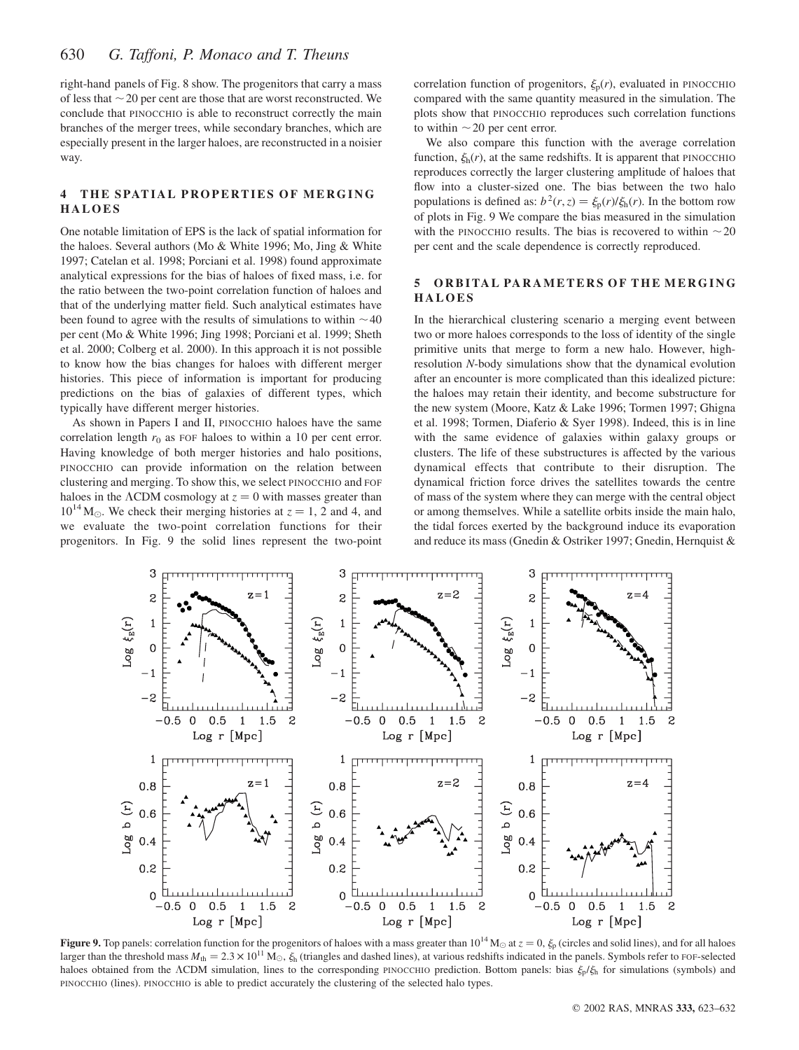right-hand panels of Fig. 8 show. The progenitors that carry a mass of less that $\sim 20$ per cent are those that are worst reconstructed. We conclude that PINOCCHIO is able to reconstruct correctly the main branches of the merger trees, while secondary branches, which are especially present in the larger haloes, are reconstructed in a noisier way.

## 4 THE SPATIAL PROPERTIES OF MERGING HALOES

One notable limitation of EPS is the lack of spatial information for the haloes. Several authors (Mo & White 1996; Mo, Jing & White 1997; Catelan et al. 1998; Porciani et al. 1998) found approximate analytical expressions for the bias of haloes of fixed mass, i.e. for the ratio between the two-point correlation function of haloes and that of the underlying matter field. Such analytical estimates have been found to agree with the results of simulations to within $\sim 40$ per cent (Mo & White 1996; Jing 1998; Porciani et al. 1999; Sheth et al. 2000; Colberg et al. 2000). In this approach it is not possible to know how the bias changes for haloes with different merger histories. This piece of information is important for producing predictions on the bias of galaxies of different types, which typically have different merger histories.

As shown in Papers I and II, PINOCCHIO haloes have the same correlation length $r_0$ as FOF haloes to within a 10 per cent error. Having knowledge of both merger histories and halo positions, PINOCCHIO can provide information on the relation between clustering and merging. To show this, we select PINOCCHIO and FOF haloes in the $\Lambda$CDM cosmology at $z = 0$ with masses greater than $10^{14}\,\mathrm{M}_{\odot}$. We check their merging histories at $z = 1$, 2 and 4, and we evaluate the two-point correlation functions for their progenitors. In Fig. 9 the solid lines represent the two-point correlation function of progenitors, $\xi_{\mathrm{p}}(r)$, evaluated in PINOCCHIO compared with the same quantity measured in the simulation. The plots show that PINOCCHIO reproduces such correlation functions to within $\sim 20$ per cent error.

We also compare this function with the average correlation function, $\xi_{\mathrm{h}}(r)$, at the same redshifts. It is apparent that PINOCCHIO reproduces correctly the larger clustering amplitude of haloes that flow into a cluster-sized one. The bias between the two halo populations is defined as: $b^2(r, z) = \xi_{\mathrm{p}}(r)/\xi_{\mathrm{h}}(r)$. In the bottom row of plots in Fig. 9 We compare the bias measured in the simulation with the PINOCCHIO results. The bias is recovered to within $\sim 20$ per cent and the scale dependence is correctly reproduced.

## 5 ORBITAL PARAMETERS OF THE MERGING HALOES

In the hierarchical clustering scenario a merging event between two or more haloes corresponds to the loss of identity of the single primitive units that merge to form a new halo. However, high-resolution *N*-body simulations show that the dynamical evolution after an encounter is more complicated than this idealized picture: the haloes may retain their identity, and become substructure for the new system (Moore, Katz & Lake 1996; Tormen 1997; Ghigna et al. 1998; Tormen, Diaferio & Syer 1998). Indeed, this is in line with the same evidence of galaxies within galaxy groups or clusters. The life of these substructures is affected by the various dynamical effects that contribute to their disruption. The dynamical friction force drives the satellites towards the centre of mass of the system where they can merge with the central object or among themselves. While a satellite orbits inside the main halo, the tidal forces exerted by the background induce its evaporation and reduce its mass (Gnedin & Ostriker 1997; Gnedin, Hernquist &

**Figure 9.** Top panels: correlation function for the progenitors of haloes with a mass greater than $10^{14}\,\mathrm{M}_{\odot}$ at $z = 0$, $\xi_{\mathrm{p}}$ (circles and solid lines), and for all haloes larger than the threshold mass $M_{\mathrm{th}} = 2.3 \times 10^{11}\,\mathrm{M}_{\odot}$, $\xi_{\mathrm{h}}$ (triangles and dashed lines), at various redshifts indicated in the panels. Symbols refer to FOF-selected haloes obtained from the $\Lambda$CDM simulation, lines to the corresponding PINOCCHIO prediction. Bottom panels: bias $\xi_{\mathrm{p}}/\xi_{\mathrm{h}}$ for simulations (symbols) and PINOCCHIO (lines). PINOCCHIO is able to predict accurately the clustering of the selected halo types.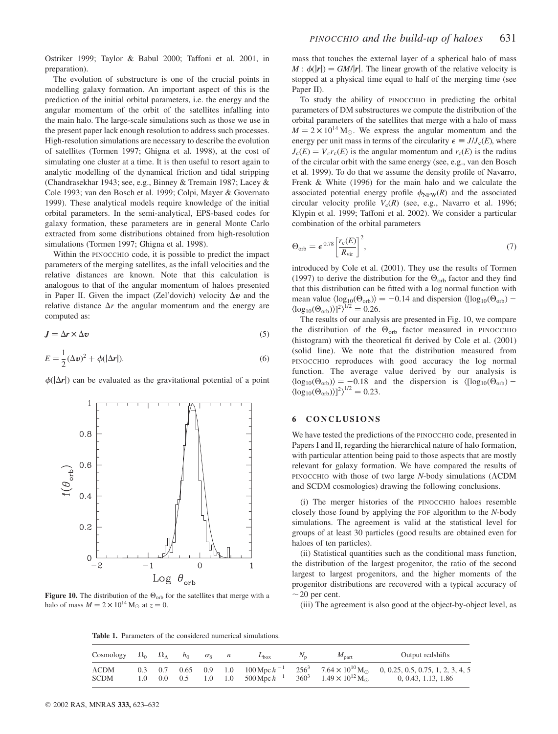Ostriker 1999; Taylor & Babul 2000; Taffoni et al. 2001, in preparation).

The evolution of substructure is one of the crucial points in modelling galaxy formation. An important aspect of this is the prediction of the initial orbital parameters, i.e. the energy and the angular momentum of the orbit of the satellites infalling into the main halo. The large-scale simulations such as those we use in the present paper lack enough resolution to address such processes. High-resolution simulations are necessary to describe the evolution of satellites (Tormen 1997; Ghigna et al. 1998), at the cost of simulating one cluster at a time. It is then useful to resort again to analytic modelling of the dynamical friction and tidal stripping (Chandrasekhar 1943; see, e.g., Binney & Tremain 1987; Lacey & Cole 1993; van den Bosch et al. 1999; Colpi, Mayer & Governato 1999). These analytical models require knowledge of the initial orbital parameters. In the semi-analytical, EPS-based codes for galaxy formation, these parameters are in general Monte Carlo extracted from some distributions obtained from high-resolution simulations (Tormen 1997; Ghigna et al. 1998).

Within the PINOCCHIO code, it is possible to predict the impact parameters of the merging satellites, as the infall velocities and the relative distances are known. Note that this calculation is analogous to that of the angular momentum of haloes presented in Paper II. Given the impact (Zel'dovich) velocity $\Delta \boldsymbol{v}$ and the relative distance $\Delta r$ the angular momentum and the energy are computed as:

$$\boldsymbol{J} = \Delta \boldsymbol{r} \times \Delta \boldsymbol{v} \tag{5}$$

$$E = \frac{1}{2}(\Delta \boldsymbol{v})^2 + \phi(|\Delta \boldsymbol{r}|). \tag{6}$$

$\phi(|\Delta \boldsymbol{r}|)$ can be evaluated as the gravitational potential of a point mass that touches the external layer of a spherical halo of mass $M$ : $\phi(|\boldsymbol{r}|) = GM/|\boldsymbol{r}|$. The linear growth of the relative velocity is stopped at a physical time equal to half of the merging time (see Paper II).

**Figure 10.** The distribution of the $\Theta_{\rm orb}$ for the satellites that merge with a halo of mass $M = 2 \times 10^{14}\,\mathrm{M}_\odot$ at $z = 0$.

To study the ability of PINOCCHIO in predicting the orbital parameters of DM substructures we compute the distribution of the orbital parameters of the satellites that merge with a halo of mass $M = 2 \times 10^{14}\,\mathrm{M}_\odot$. We express the angular momentum and the energy per unit mass in terms of the circularity $\epsilon \equiv J/J_{\rm c}(E)$, where $J_{\rm c}(E) = V_{\rm c} r_{\rm c}(E)$ is the angular momentum and $r_{\rm c}(E)$ is the radius of the circular orbit with the same energy (see, e.g., van den Bosch et al. 1999). To do that we assume the density profile of Navarro, Frenk & White (1996) for the main halo and we calculate the associated potential energy profile $\phi_{\rm NFW}(R)$ and the associated circular velocity profile $V_{\rm c}(R)$ (see, e.g., Navarro et al. 1996; Klypin et al. 1999; Taffoni et al. 2002). We consider a particular combination of the orbital parameters

$$\Theta_{\rm orb} = \epsilon^{0.78} \left[\frac{r_{\rm c}(E)}{R_{\rm vir}}\right]^2, \tag{7}$$

introduced by Cole et al. (2001). They use the results of Tormen (1997) to derive the distribution for the $\Theta_{\rm orb}$ factor and they find that this distribution can be fitted with a log normal function with mean value $\langle \log_{10}(\Theta_{\rm orb})\rangle = -0.14$ and dispersion $\langle [\log_{10}(\Theta_{\rm orb}) - \langle \log_{10}(\Theta_{\rm orb})\rangle]^2\rangle^{1/2} = 0.26$.

The results of our analysis are presented in Fig. 10, we compare the distribution of the $\Theta_{\rm orb}$ factor measured in PINOCCHIO (histogram) with the theoretical fit derived by Cole et al. (2001) (solid line). We note that the distribution measured from PINOCCHIO reproduces with good accuracy the log normal function. The average value derived by our analysis is $\langle \log_{10}(\Theta_{\rm orb})\rangle = -0.18$ and the dispersion is $\langle [\log_{10}(\Theta_{\rm orb}) - \langle \log_{10}(\Theta_{\rm orb})\rangle]^2\rangle^{1/2} = 0.23$.

## 6 CONCLUSIONS

We have tested the predictions of the PINOCCHIO code, presented in Papers I and II, regarding the hierarchical nature of halo formation, with particular attention being paid to those aspects that are mostly relevant for galaxy formation. We have compared the results of PINOCCHIO with those of two large *N*-body simulations ($\Lambda$CDM and SCDM cosmologies) drawing the following conclusions.

(i) The merger histories of the PINOCCHIO haloes resemble closely those found by applying the FOF algorithm to the *N*-body simulations. The agreement is valid at the statistical level for groups of at least 30 particles (good results are obtained even for haloes of ten particles).

(ii) Statistical quantities such as the conditional mass function, the distribution of the largest progenitor, the ratio of the second largest to largest progenitors, and the higher moments of the progenitor distributions are recovered with a typical accuracy of $\sim$20 per cent.

(iii) The agreement is also good at the object-by-object level, as

**Table 1.** Parameters of the considered numerical simulations.

| Cosmology | $\Omega_0$ | $\Omega_\Lambda$ | $h_0$ | $\sigma_8$ | $n$ | $L_{\rm box}$ | $N_{\rm p}$ | $M_{\rm part}$ | Output redshifts |
|---|---|---|---|---|---|---|---|---|---|
| $\Lambda$CDM | 0.3 | 0.7 | 0.65 | 0.9 | 1.0 | $100\,\mathrm{Mpc}\,h^{-1}$ | $256^3$ | $7.64 \times 10^{10}\,\mathrm{M}_\odot$ | 0, 0.25, 0.5, 0.75, 1, 2, 3, 4, 5 |
| SCDM | 1.0 | 0.0 | 0.5 | 1.0 | 1.0 | $500\,\mathrm{Mpc}\,h^{-1}$ | $360^3$ | $1.49 \times 10^{12}\,\mathrm{M}_\odot$ | 0, 0.43, 1.13, 1.86 |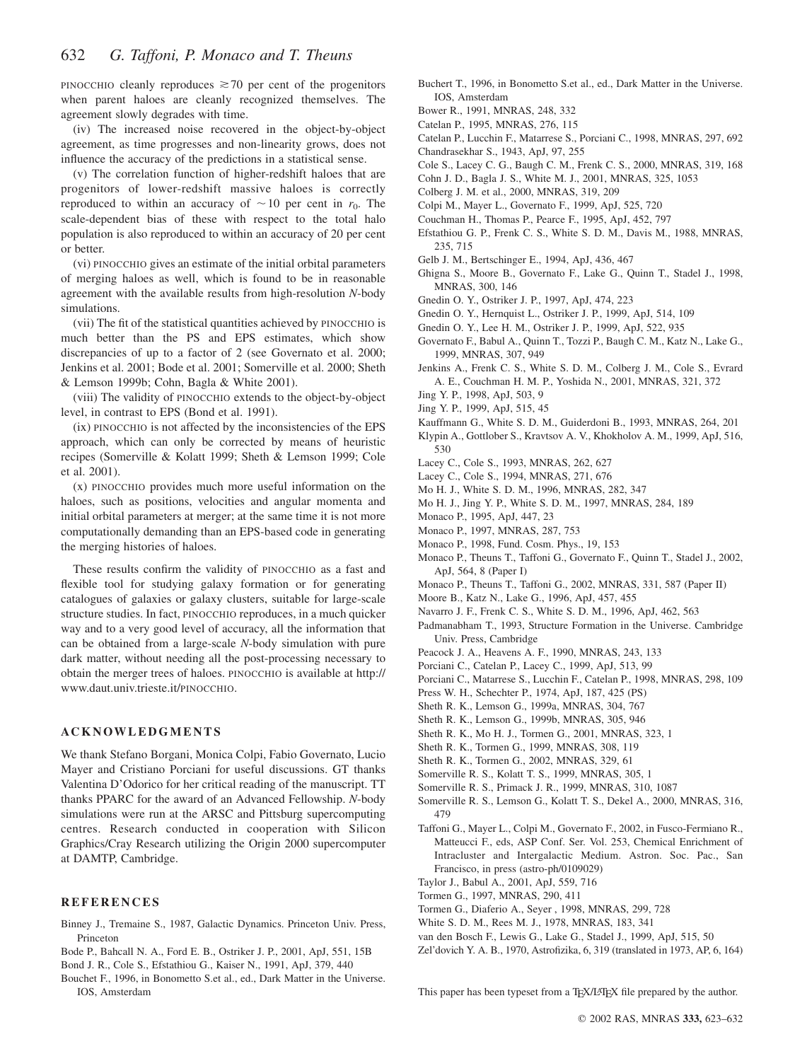PINOCCHIO cleanly reproduces $\gtrsim 70$ per cent of the progenitors when parent haloes are cleanly recognized themselves. The agreement slowly degrades with time.

(iv) The increased noise recovered in the object-by-object agreement, as time progresses and non-linearity grows, does not influence the accuracy of the predictions in a statistical sense.

(v) The correlation function of higher-redshift haloes that are progenitors of lower-redshift massive haloes is correctly reproduced to within an accuracy of $\sim 10$ per cent in $r_0$. The scale-dependent bias of these with respect to the total halo population is also reproduced to within an accuracy of 20 per cent or better.

(vi) PINOCCHIO gives an estimate of the initial orbital parameters of merging haloes as well, which is found to be in reasonable agreement with the available results from high-resolution *N*-body simulations.

(vii) The fit of the statistical quantities achieved by PINOCCHIO is much better than the PS and EPS estimates, which show discrepancies of up to a factor of 2 (see Governato et al. 2000; Jenkins et al. 2001; Bode et al. 2001; Somerville et al. 2000; Sheth & Lemson 1999b; Cohn, Bagla & White 2001).

(viii) The validity of PINOCCHIO extends to the object-by-object level, in contrast to EPS (Bond et al. 1991).

(ix) PINOCCHIO is not affected by the inconsistencies of the EPS approach, which can only be corrected by means of heuristic recipes (Somerville & Kolatt 1999; Sheth & Lemson 1999; Cole et al. 2001).

(x) PINOCCHIO provides much more useful information on the haloes, such as positions, velocities and angular momenta and initial orbital parameters at merger; at the same time it is not more computationally demanding than an EPS-based code in generating the merging histories of haloes.

These results confirm the validity of PINOCCHIO as a fast and flexible tool for studying galaxy formation or for generating catalogues of galaxies or galaxy clusters, suitable for large-scale structure studies. In fact, PINOCCHIO reproduces, in a much quicker way and to a very good level of accuracy, all the information that can be obtained from a large-scale *N*-body simulation with pure dark matter, without needing all the post-processing necessary to obtain the merger trees of haloes. PINOCCHIO is available at http://www.daut.univ.trieste.it/PINOCCHIO.

## ACKNOWLEDGMENTS

We thank Stefano Borgani, Monica Colpi, Fabio Governato, Lucio Mayer and Cristiano Porciani for useful discussions. GT thanks Valentina D'Odorico for her critical reading of the manuscript. TT thanks PPARC for the award of an Advanced Fellowship. *N*-body simulations were run at the ARSC and Pittsburg supercomputing centres. Research conducted in cooperation with Silicon Graphics/Cray Research utilizing the Origin 2000 supercomputer at DAMTP, Cambridge.

## REFERENCES

Binney J., Tremaine S., 1987, Galactic Dynamics. Princeton Univ. Press, Princeton

Bode P., Bahcall N. A., Ford E. B., Ostriker J. P., 2001, ApJ, 551, 15B

Bond J. R., Cole S., Efstathiou G., Kaiser N., 1991, ApJ, 379, 440

Bouchet F., 1996, in Bonometto S.et al., ed., Dark Matter in the Universe. IOS, Amsterdam

Buchert T., 1996, in Bonometto S.et al., ed., Dark Matter in the Universe. IOS, Amsterdam

Bower R., 1991, MNRAS, 248, 332

Catelan P., 1995, MNRAS, 276, 115

Catelan P., Lucchin F., Matarrese S., Porciani C., 1998, MNRAS, 297, 692

Chandrasekhar S., 1943, ApJ, 97, 255

Cole S., Lacey C. G., Baugh C. M., Frenk C. S., 2000, MNRAS, 319, 168

Cohn J. D., Bagla J. S., White M. J., 2001, MNRAS, 325, 1053

Colberg J. M. et al., 2000, MNRAS, 319, 209

Colpi M., Mayer L., Governato F., 1999, ApJ, 525, 720

Couchman H., Thomas P., Pearce F., 1995, ApJ, 452, 797

Efstathiou G. P., Frenk C. S., White S. D. M., Davis M., 1988, MNRAS, 235, 715

Gelb J. M., Bertschinger E., 1994, ApJ, 436, 467

Ghigna S., Moore B., Governato F., Lake G., Quinn T., Stadel J., 1998, MNRAS, 300, 146

Gnedin O. Y., Ostriker J. P., 1997, ApJ, 474, 223

Gnedin O. Y., Hernquist L., Ostriker J. P., 1999, ApJ, 514, 109

Gnedin O. Y., Lee H. M., Ostriker J. P., 1999, ApJ, 522, 935

Governato F., Babul A., Quinn T., Tozzi P., Baugh C. M., Katz N., Lake G., 1999, MNRAS, 307, 949

Jenkins A., Frenk C. S., White S. D. M., Colberg J. M., Cole S., Evrard A. E., Couchman H. M. P., Yoshida N., 2001, MNRAS, 321, 372

Jing Y. P., 1998, ApJ, 503, 9

Jing Y. P., 1999, ApJ, 515, 45

Kauffmann G., White S. D. M., Guiderdoni B., 1993, MNRAS, 264, 201

Klypin A., Gottlober S., Kravtsov A. V., Khokholov A. M., 1999, ApJ, 516, 530

Lacey C., Cole S., 1993, MNRAS, 262, 627

Lacey C., Cole S., 1994, MNRAS, 271, 676

Mo H. J., White S. D. M., 1996, MNRAS, 282, 347

Mo H. J., Jing Y. P., White S. D. M., 1997, MNRAS, 284, 189

Monaco P., 1995, ApJ, 447, 23

Monaco P., 1997, MNRAS, 287, 753

Monaco P., 1998, Fund. Cosm. Phys., 19, 153

Monaco P., Theuns T., Taffoni G., Governato F., Quinn T., Stadel J., 2002, ApJ, 564, 8 (Paper I)

Monaco P., Theuns T., Taffoni G., 2002, MNRAS, 331, 587 (Paper II)

Moore B., Katz N., Lake G., 1996, ApJ, 457, 455

Navarro J. F., Frenk C. S., White S. D. M., 1996, ApJ, 462, 563

Padmanabham T., 1993, Structure Formation in the Universe. Cambridge Univ. Press, Cambridge

Peacock J. A., Heavens A. F., 1990, MNRAS, 243, 133

Porciani C., Catelan P., Lacey C., 1999, ApJ, 513, 99

Porciani C., Matarrese S., Lucchin F., Catelan P., 1998, MNRAS, 298, 109

Press W. H., Schechter P., 1974, ApJ, 187, 425 (PS)

Sheth R. K., Lemson G., 1999a, MNRAS, 304, 767

Sheth R. K., Lemson G., 1999b, MNRAS, 305, 946

Sheth R. K., Mo H. J., Tormen G., 2001, MNRAS, 323, 1

Sheth R. K., Tormen G., 1999, MNRAS, 308, 119

Sheth R. K., Tormen G., 2002, MNRAS, 329, 61

Somerville R. S., Kolatt T. S., 1999, MNRAS, 305, 1

Somerville R. S., Primack J. R., 1999, MNRAS, 310, 1087

Somerville R. S., Lemson G., Kolatt T. S., Dekel A., 2000, MNRAS, 316, 479

Taffoni G., Mayer L., Colpi M., Governato F., 2002, in Fusco-Fermiano R., Matteucci F., eds, ASP Conf. Ser. Vol. 253, Chemical Enrichment of Intracluster and Intergalactic Medium. Astron. Soc. Pac., San Francisco, in press (astro-ph/0109029)

Taylor J., Babul A., 2001, ApJ, 559, 716

Tormen G., 1997, MNRAS, 290, 411

Tormen G., Diaferio A., Seyer , 1998, MNRAS, 299, 728

White S. D. M., Rees M. J., 1978, MNRAS, 183, 341

van den Bosch F., Lewis G., Lake G., Stadel J., 1999, ApJ, 515, 50

Zel'dovich Y. A. B., 1970, Astrofizika, 6, 319 (translated in 1973, AP, 6, 164)

This paper has been typeset from a TEX/LATEX file prepared by the author.